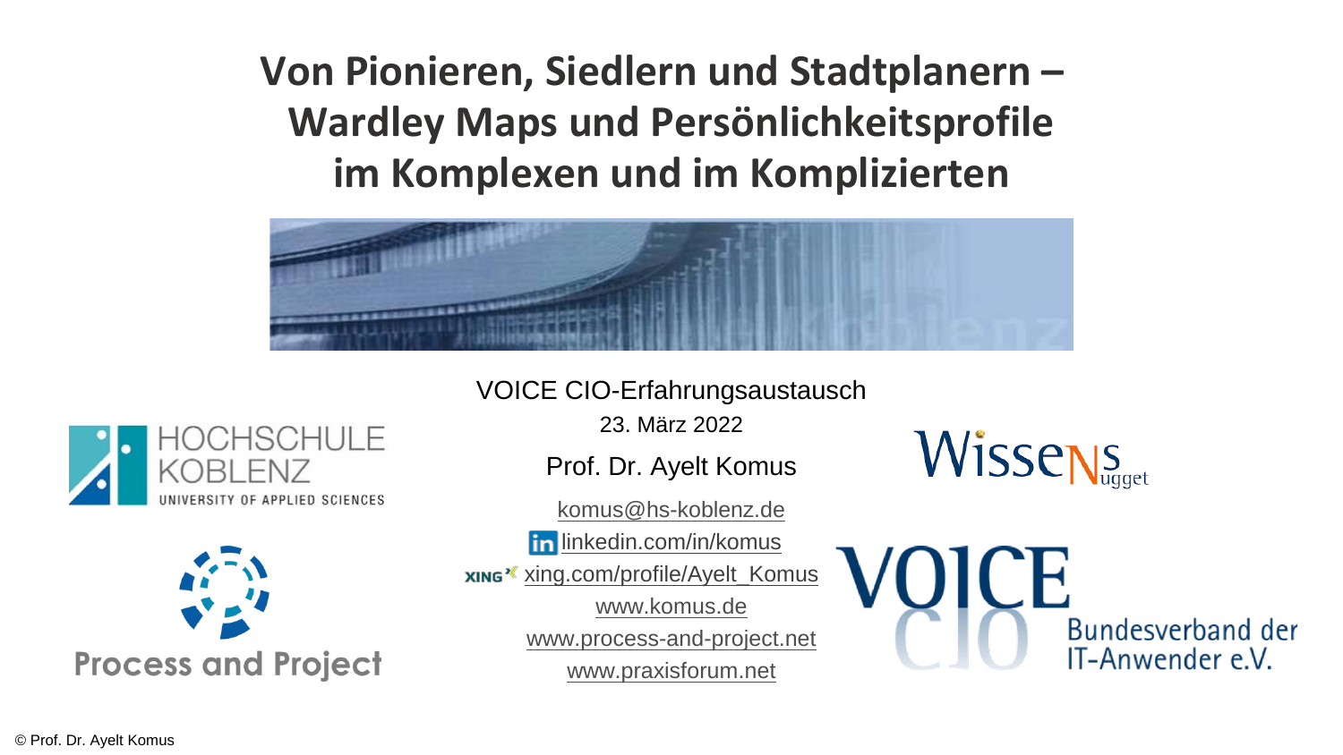# Von Pionieren, Siedlern und Stadtplanern – Wardley Maps und Persönlichkeitsprofile im Komplexen und im Komplizierten

VOICE CIO-Erfahrungsaustausch

23. März 2022

Prof. Dr. Ayelt Komus

komus@hs-koblenz.de

linkedin.com/in/komus

xing.com/profile/Ayelt_Komus

www.komus.de

www.process-and-project.net

www.praxisforum.net

HOCHSCHULE KOBLENZ
UNIVERSITY OF APPLIED SCIENCES

Process and Project

WissensNugget

VOICE CIO
Bundesverband der IT-Anwender e.V.

© Prof. Dr. Ayelt Komus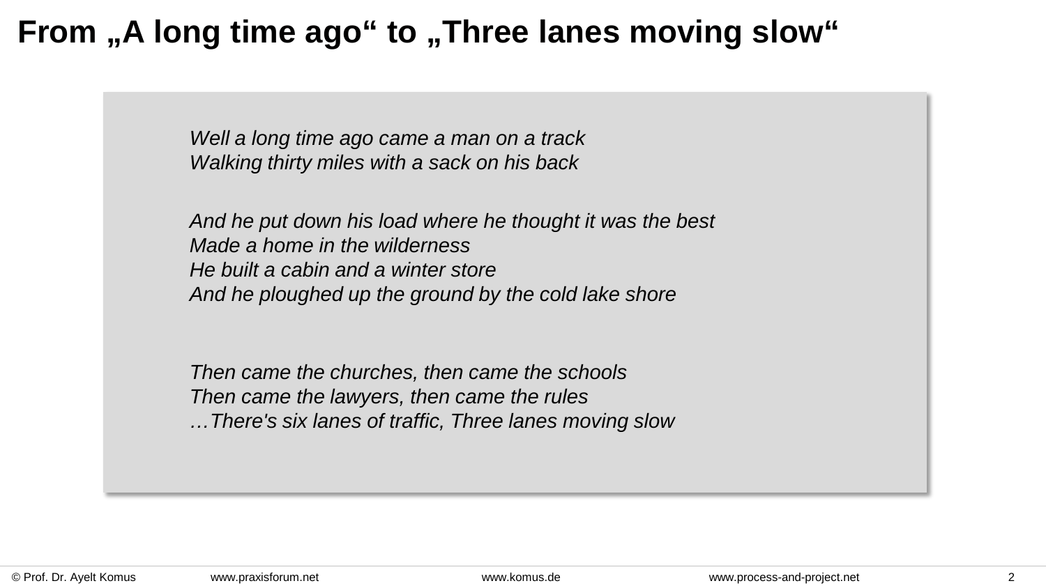# From „A long time ago“ to „Three lanes moving slow“

*Well a long time ago came a man on a track*
*Walking thirty miles with a sack on his back*

*And he put down his load where he thought it was the best*
*Made a home in the wilderness*
*He built a cabin and a winter store*
*And he ploughed up the ground by the cold lake shore*

*Then came the churches, then came the schools*
*Then came the lawyers, then came the rules*
*…There's six lanes of traffic, Three lanes moving slow*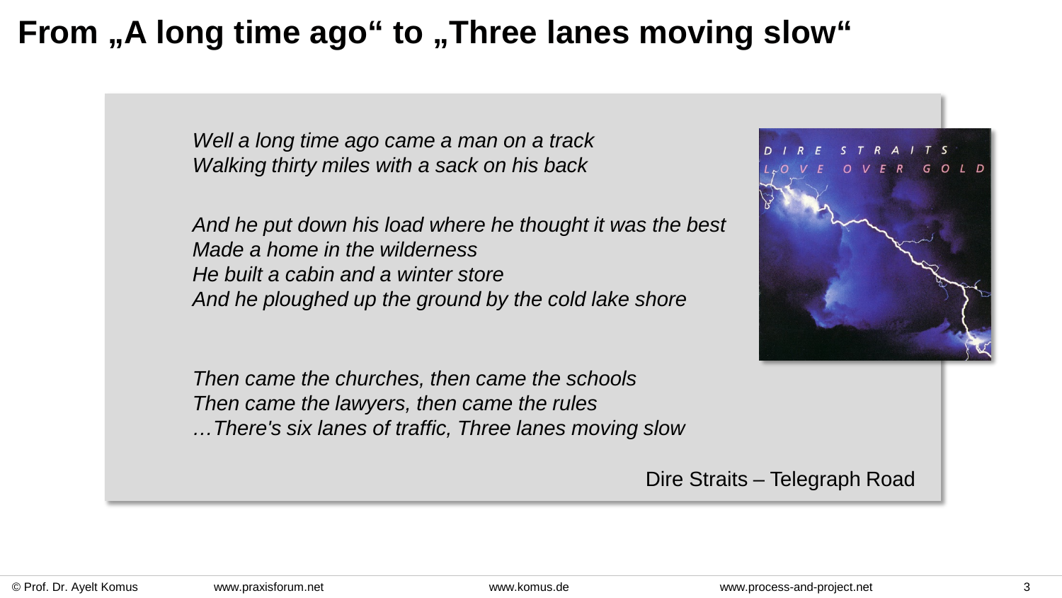# From „A long time ago“ to „Three lanes moving slow“

*Well a long time ago came a man on a track*
*Walking thirty miles with a sack on his back*

*And he put down his load where he thought it was the best*
*Made a home in the wilderness*
*He built a cabin and a winter store*
*And he ploughed up the ground by the cold lake shore*

*Then came the churches, then came the schools*
*Then came the lawyers, then came the rules*
*…There's six lanes of traffic, Three lanes moving slow*

Dire Straits – Telegraph Road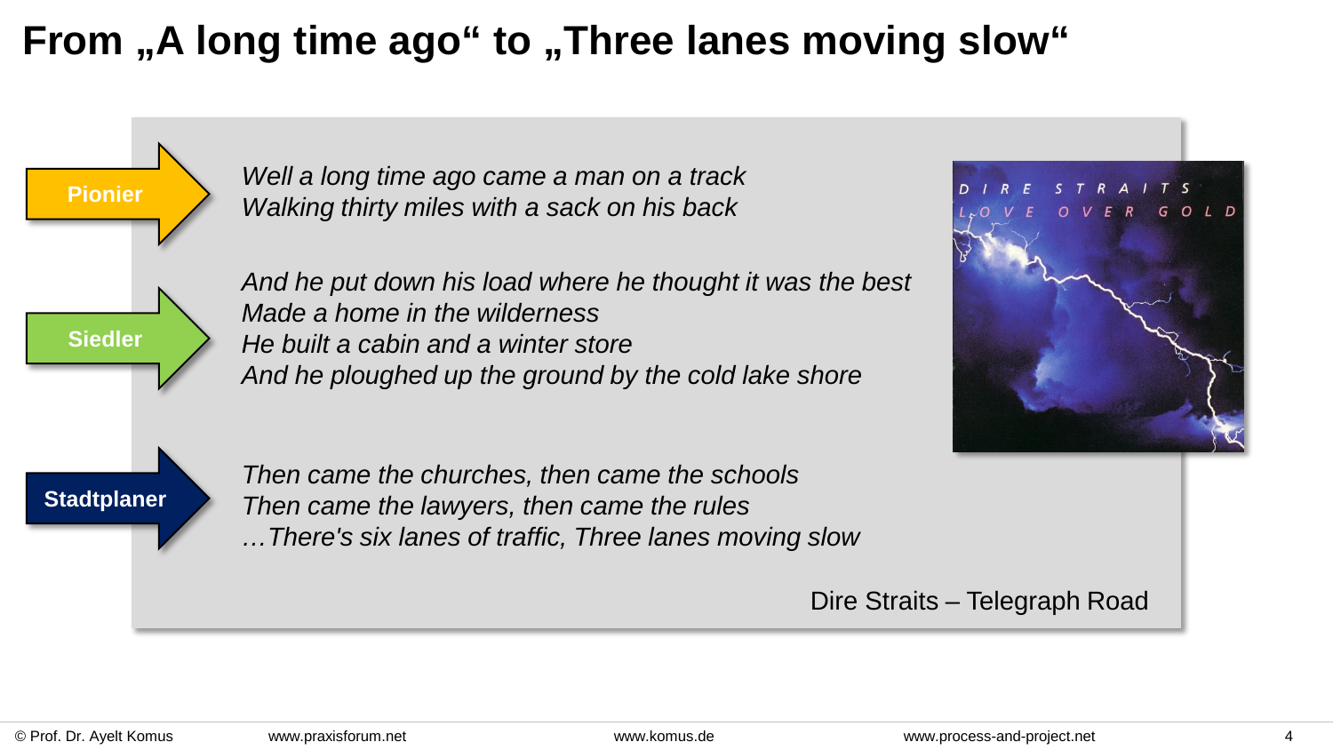# From „A long time ago" to „Three lanes moving slow"

**Pionier**

*Well a long time ago came a man on a track*
*Walking thirty miles with a sack on his back*

**Siedler**

*And he put down his load where he thought it was the best*
*Made a home in the wilderness*
*He built a cabin and a winter store*
*And he ploughed up the ground by the cold lake shore*

**Stadtplaner**

*Then came the churches, then came the schools*
*Then came the lawyers, then came the rules*
*…There's six lanes of traffic, Three lanes moving slow*

DIRE STRAITS
LOVE OVER GOLD

Dire Straits – Telegraph Road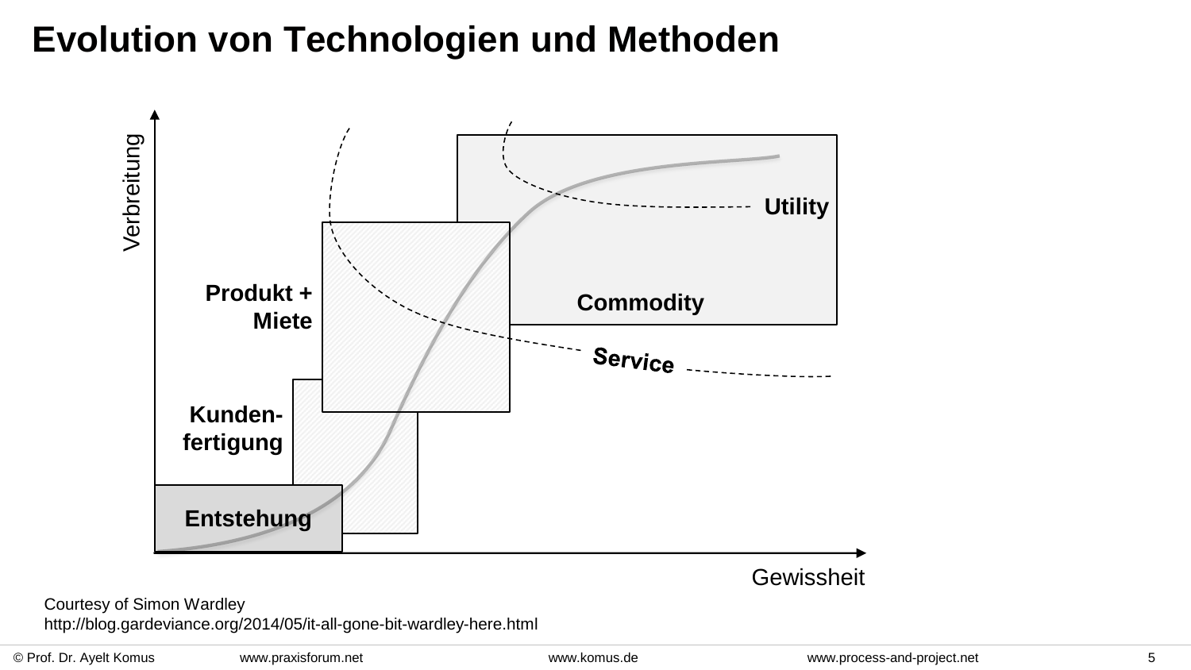# Evolution von Technologien und Methoden

Verbreitung

Utility

Produkt + Miete

Commodity

Service

Kunden-fertigung

Entstehung

Gewissheit

Courtesy of Simon Wardley
http://blog.gardeviance.org/2014/05/it-all-gone-bit-wardley-here.html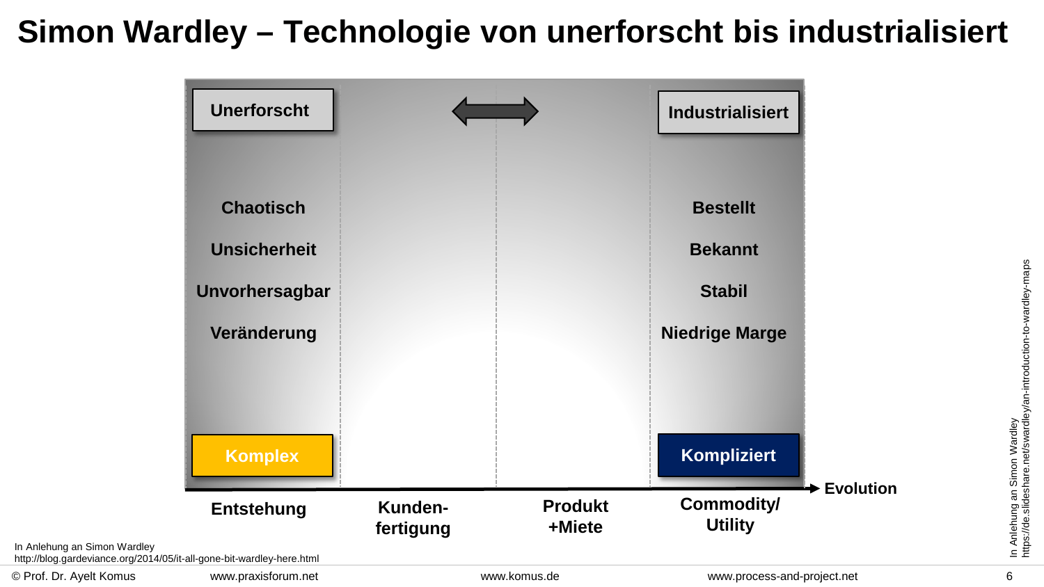# Simon Wardley – Technologie von unerforscht bis industrialisiert

**Unerforscht** ⟷ **Industrialisiert**

| Unerforscht | Industrialisiert |
|---|---|
| Chaotisch | Bestellt |
| Unsicherheit | Bekannt |
| Unvorhersagbar | Stabil |
| Veränderung | Niedrige Marge |
| **Komplex** | **Kompliziert** |

Evolution →

**Entstehung** | **Kunden-fertigung** | **Produkt +Miete** | **Commodity/ Utility**

In Anlehung an Simon Wardley
http://blog.gardeviance.org/2014/05/it-all-gone-bit-wardley-here.html

In Anlehung an Simon Wardley
https://de.slideshare.net/swardley/an-introduction-to-wardley-maps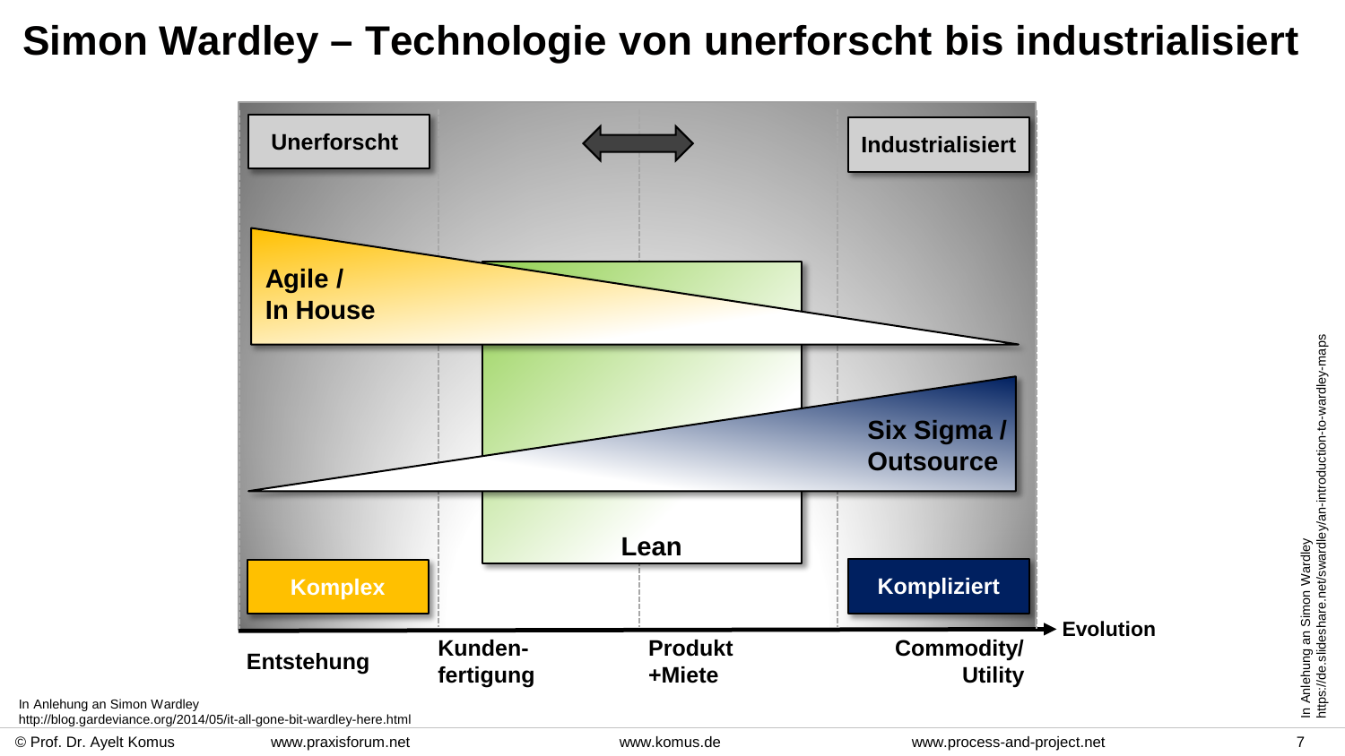# Simon Wardley – Technologie von unerforscht bis industrialisiert

Unerforscht

Industrialisiert

Agile / In House

Six Sigma / Outsource

Lean

Komplex

Kompliziert

Evolution

Entstehung | Kunden-fertigung | Produkt +Miete | Commodity/ Utility

In Anlehnung an Simon Wardley
http://blog.gardeviance.org/2014/05/it-all-gone-bit-wardley-here.html

In Anlehung an Simon Wardley
https://de.slideshare.net/swardley/an-introduction-to-wardley-maps

© Prof. Dr. Ayelt Komus www.praxisforum.net www.komus.de www.process-and-project.net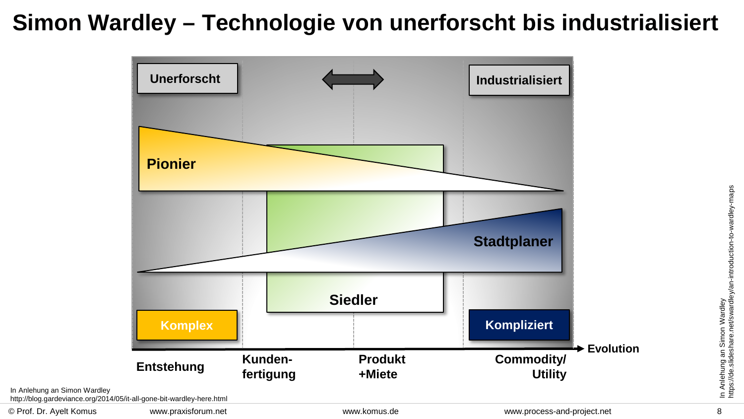# Simon Wardley – Technologie von unerforscht bis industrialisiert

Unerforscht

Industrialisiert

Pionier

Stadtplaner

Siedler

Komplex

Kompliziert

Evolution

Entstehung | Kunden­fertigung | Produkt +Miete | Commodity/ Utility

In Anlehung an Simon Wardley
http://blog.gardeviance.org/2014/05/it-all-gone-bit-wardley-here.html

In Anlehung an Simon Wardley
https://de.slideshare.net/swardley/an-introduction-to-wardley-maps

© Prof. Dr. Ayelt Komus www.praxisforum.net www.komus.de www.process-and-project.net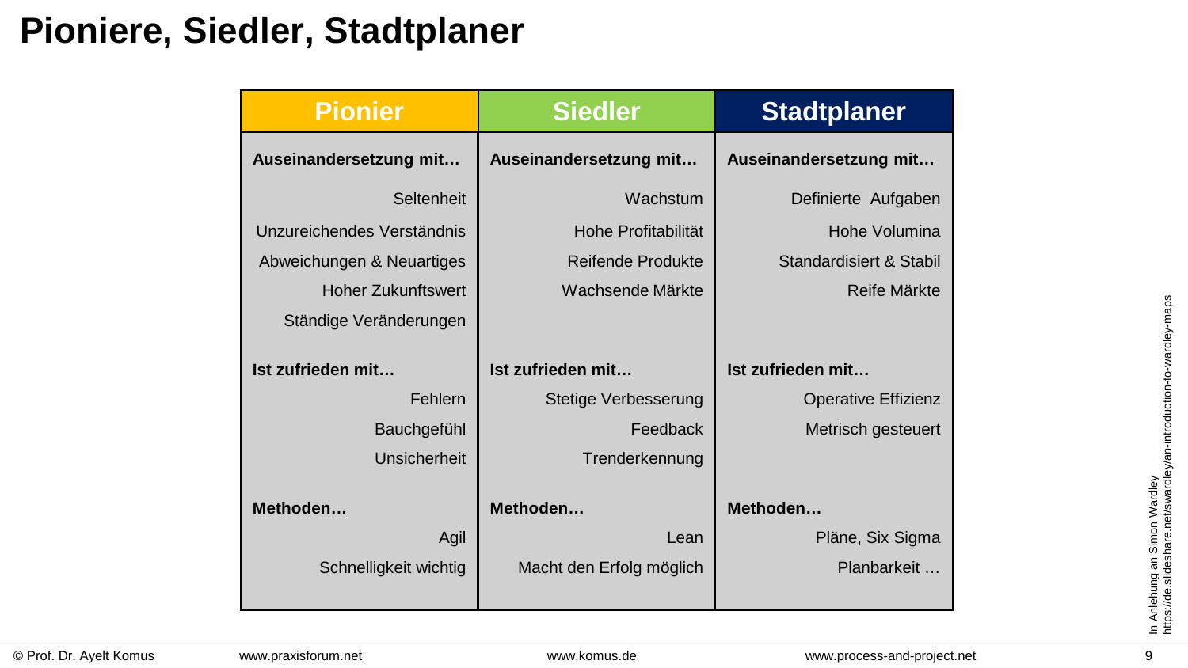# Pioniere, Siedler, Stadtplaner

| Pionier | Siedler | Stadtplaner |
|---|---|---|
| **Auseinandersetzung mit…** | **Auseinandersetzung mit…** | **Auseinandersetzung mit…** |
| Seltenheit | Wachstum | Definierte Aufgaben |
| Unzureichendes Verständnis | Hohe Profitabilität | Hohe Volumina |
| Abweichungen & Neuartiges | Reifende Produkte | Standardisiert & Stabil |
| Hoher Zukunftswert | Wachsende Märkte | Reife Märkte |
| Ständige Veränderungen | | |
| **Ist zufrieden mit…** | **Ist zufrieden mit…** | **Ist zufrieden mit…** |
| Fehlern | Stetige Verbesserung | Operative Effizienz |
| Bauchgefühl | Feedback | Metrisch gesteuert |
| Unsicherheit | Trenderkennung | |
| **Methoden…** | **Methoden…** | **Methoden…** |
| Agil | Lean | Pläne, Six Sigma |
| Schnelligkeit wichtig | Macht den Erfolg möglich | Planbarkeit … |

In Anlehnung an Simon Wardley
https://de.slideshare.net/swardley/an-introduction-to-wardley-maps

© Prof. Dr. Ayelt Komus www.praxisforum.net www.komus.de www.process-and-project.net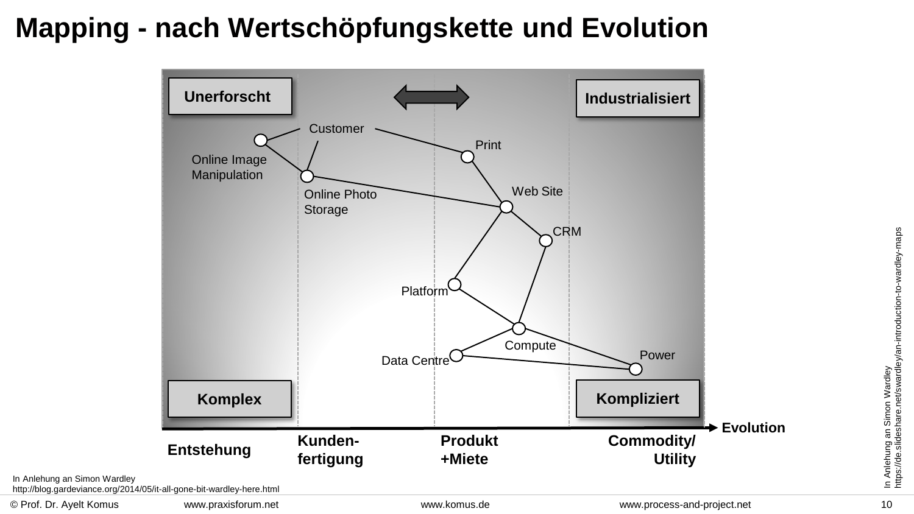# Mapping - nach Wertschöpfungskette und Evolution

Unerforscht

Industrialisiert

Customer

Print

Online Image Manipulation

Online Photo Storage

Web Site

CRM

Platform

Compute

Data Centre

Power

Komplex

Kompliziert

Evolution

Entstehung | Kunden-fertigung | Produkt +Miete | Commodity/ Utility

In Anlehung an Simon Wardley
http://blog.gardeviance.org/2014/05/it-all-gone-bit-wardley-here.html

In Anlehung an Simon Wardley
https://de.slideshare.net/swardley/an-introduction-to-wardley-maps

© Prof. Dr. Ayelt Komus www.praxisforum.net www.komus.de www.process-and-project.net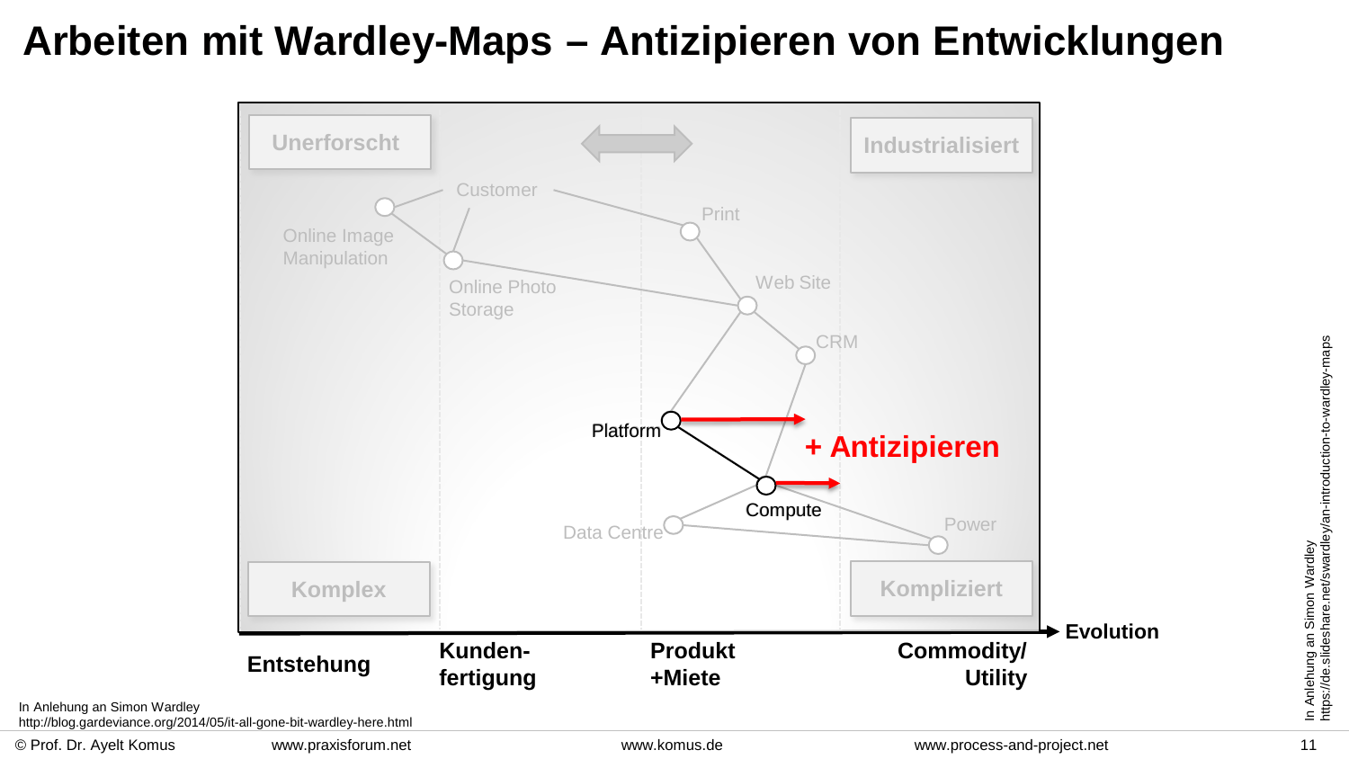# Arbeiten mit Wardley-Maps – Antizipieren von Entwicklungen

Unerforscht

Industrialisiert

Customer

Print

Online Image Manipulation

Online Photo Storage

Web Site

CRM

Platform

**+ Antizipieren**

Compute

Data Centre

Power

Komplex

Kompliziert

**Evolution**

**Entstehung** | **Kunden-fertigung** | **Produkt +Miete** | **Commodity/ Utility**

In Anlehung an Simon Wardley
http://blog.gardeviance.org/2014/05/it-all-gone-bit-wardley-here.html

In Anlehung an Simon Wardley
https://de.slideshare.net/swardley/an-introduction-to-wardley-maps

© Prof. Dr. Ayelt Komus www.praxisforum.net www.komus.de www.process-and-project.net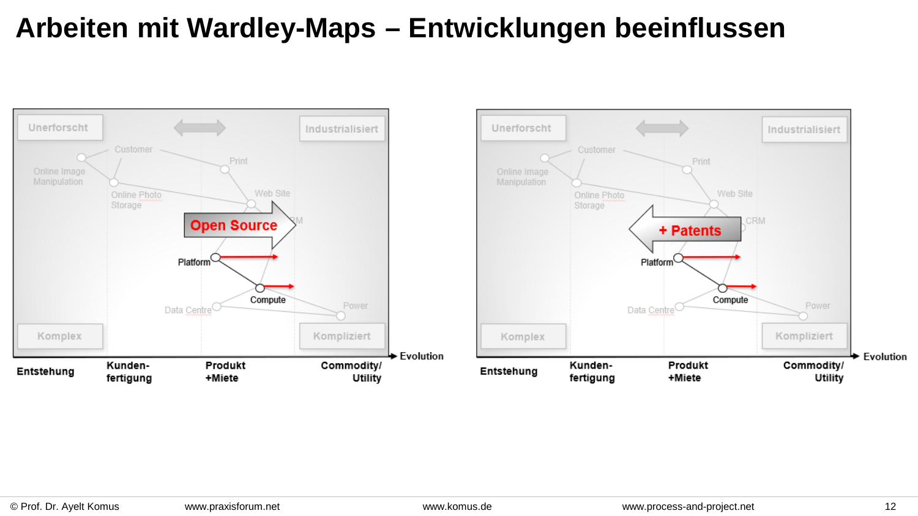# Arbeiten mit Wardley-Maps – Entwicklungen beeinflussen

Unerforscht | Industrialisiert

Customer, Print, Online Image Manipulation, Online Photo Storage, Web Site, CRM

**Open Source**

Platform, Compute, Data Centre, Power

Komplex | Kompliziert

Entstehung | Kunden-fertigung | Produkt +Miete | Commodity/ Utility → Evolution

Unerforscht | Industrialisiert

Customer, Print, Online Image Manipulation, Online Photo Storage, Web Site, CRM

**+ Patents**

Platform, Compute, Data Centre, Power

Komplex | Kompliziert

Entstehung | Kunden-fertigung | Produkt +Miete | Commodity/ Utility → Evolution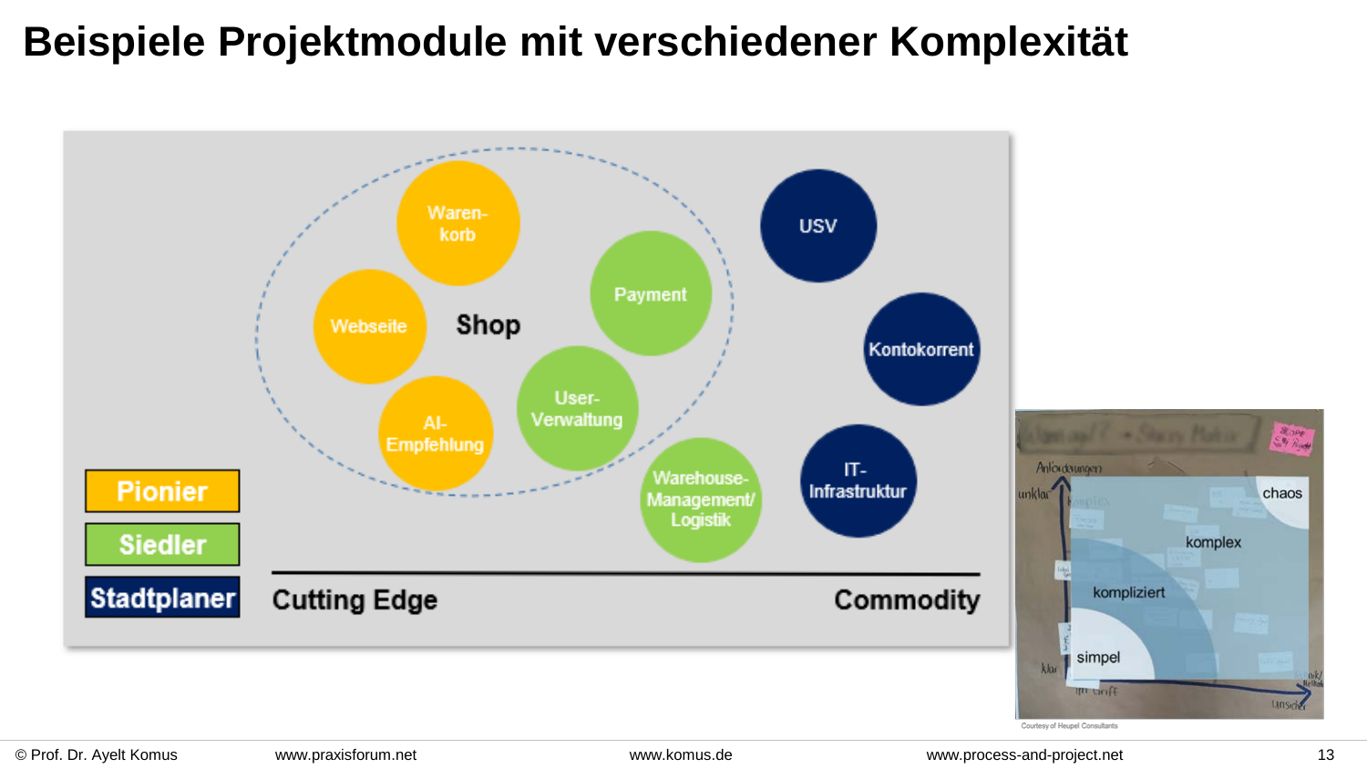# Beispiele Projektmodule mit verschiedener Komplexität

Waren-korb

Webseite

Shop

Payment

AI-Empfehlung

User-Verwaltung

Warehouse-Management/ Logistik

USV

Kontokorrent

IT-Infrastruktur

Pionier

Siedler

Stadtplaner

Cutting Edge

Commodity

Anforderungen

unklar

klar

chaos

komplex

kompliziert

simpel

Courtesy of Heupel Consultants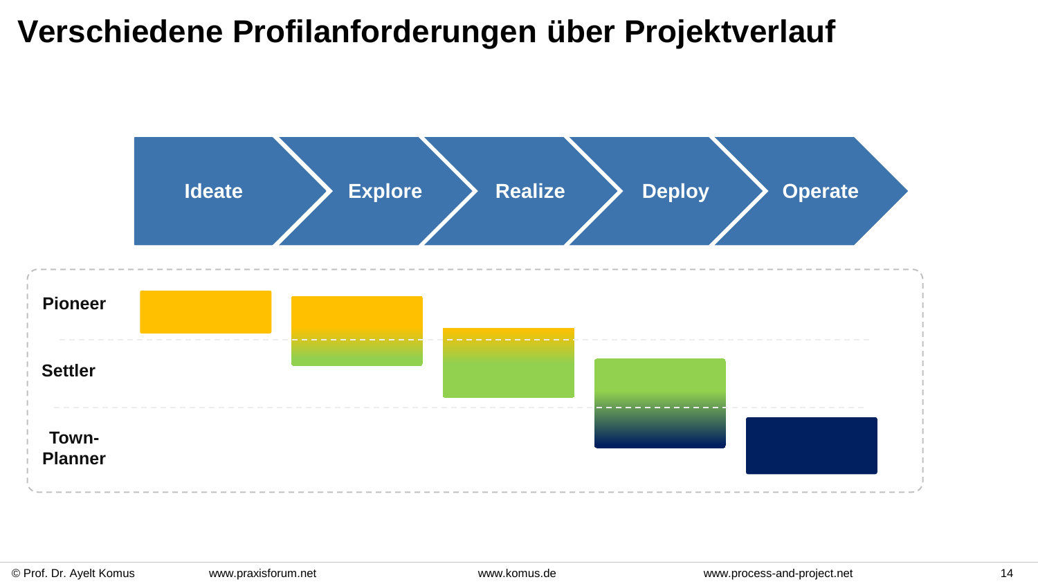# Verschiedene Profilanforderungen über Projektverlauf

Ideate → Explore → Realize → Deploy → Operate

Pioneer

Settler

Town-Planner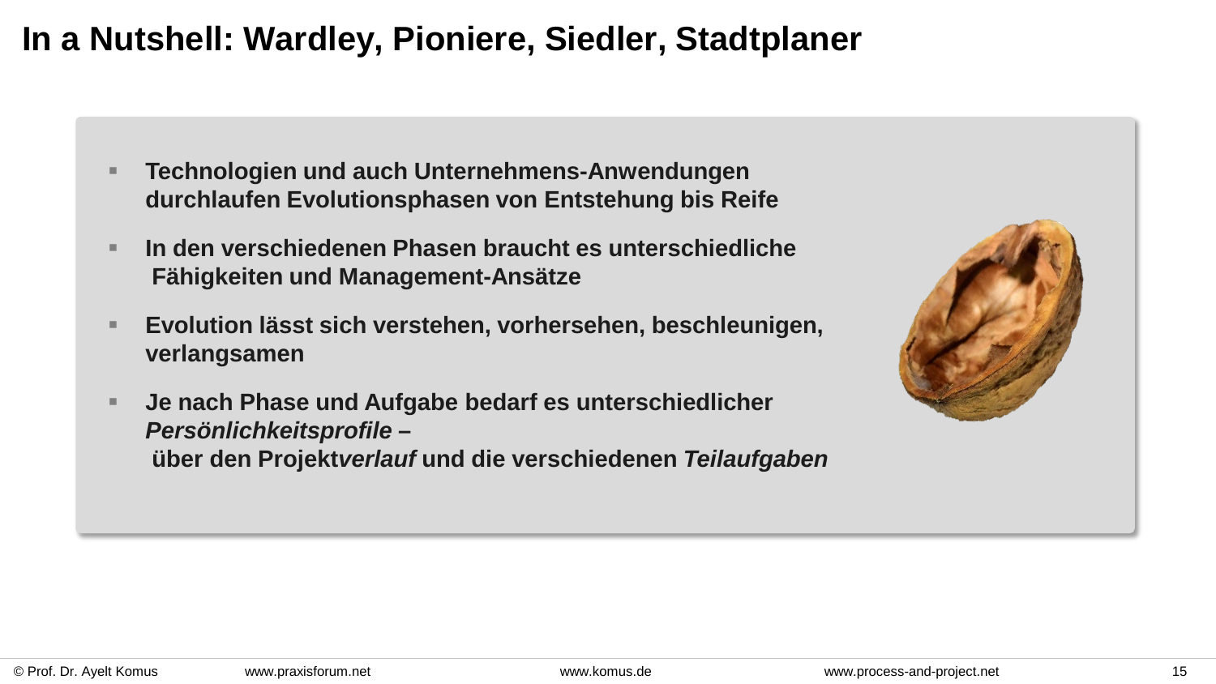# In a Nutshell: Wardley, Pioniere, Siedler, Stadtplaner

- **Technologien und auch Unternehmens-Anwendungen durchlaufen Evolutionsphasen von Entstehung bis Reife**
- **In den verschiedenen Phasen braucht es unterschiedliche Fähigkeiten und Management-Ansätze**
- **Evolution lässt sich verstehen, vorhersehen, beschleunigen, verlangsamen**
- **Je nach Phase und Aufgabe bedarf es unterschiedlicher *Persönlichkeitsprofile* –**
  **über den Projekt*verlauf* und die verschiedenen *Teilaufgaben***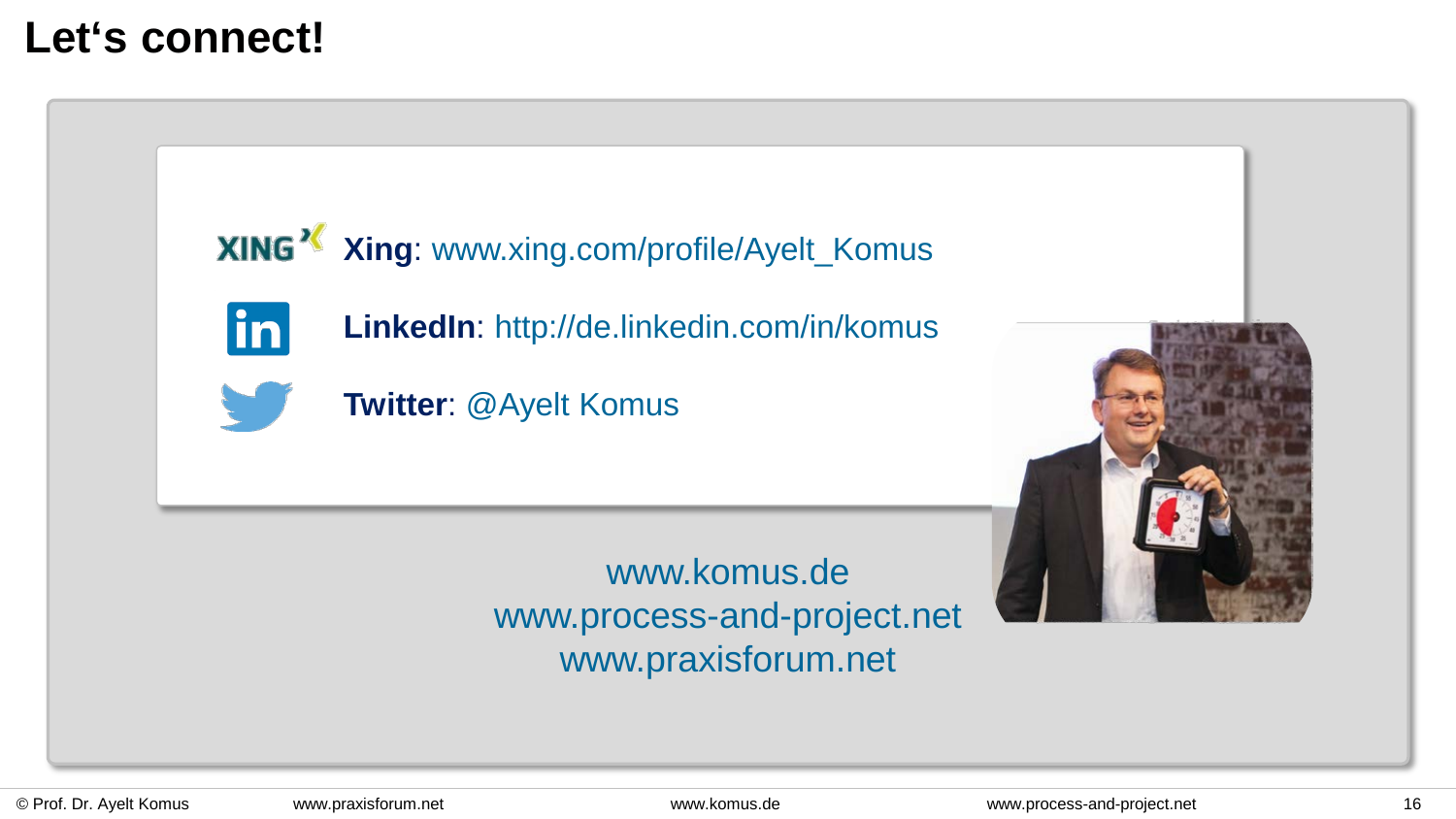# Let‘s connect!

**Xing**: www.xing.com/profile/Ayelt_Komus

**LinkedIn**: http://de.linkedin.com/in/komus

**Twitter**: @Ayelt Komus

www.komus.de
www.process-and-project.net
www.praxisforum.net